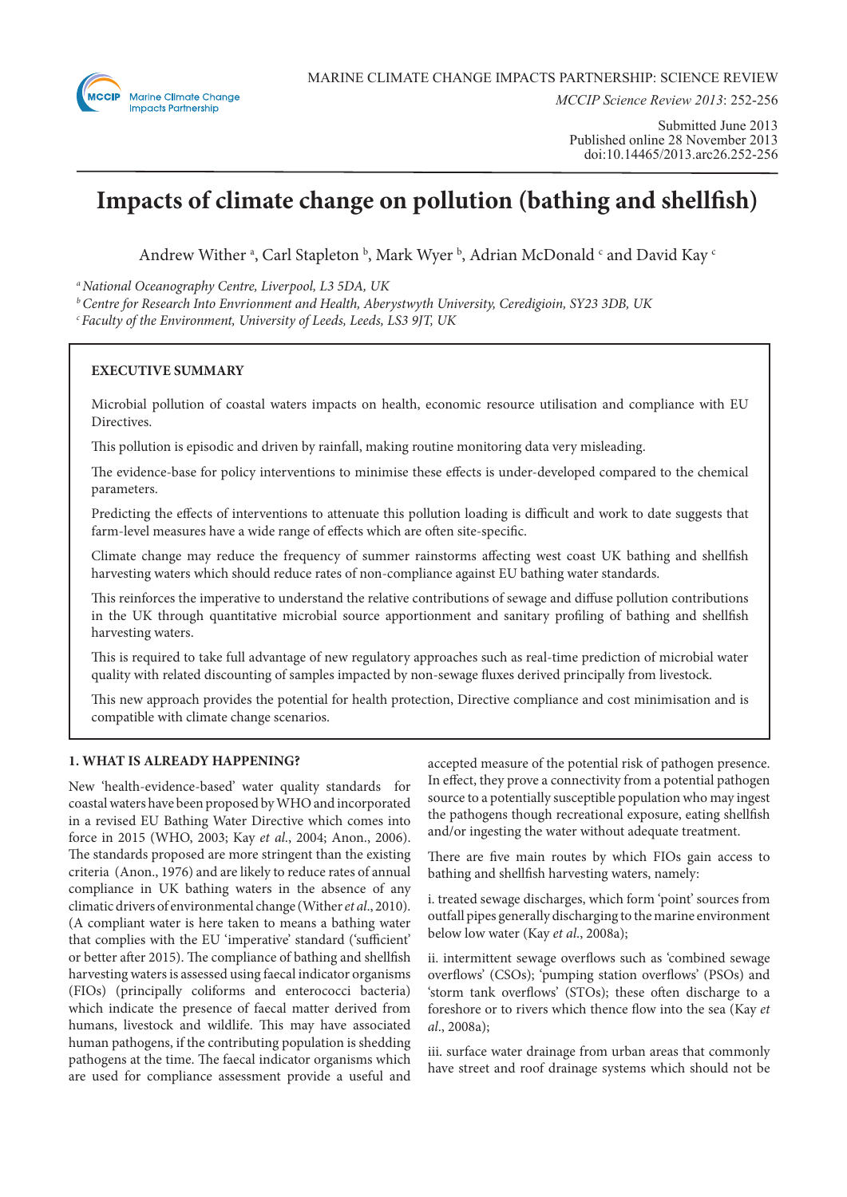# Impacts of climate change on pollution (bathing and shellfish)

Andrew Wither [a], Carl Stapleton [b], Mark Wyer [b], Adrian McDonald [c] and David Kay [c]

[a] *National Oceanography Centre, Liverpool, L3 5DA, UK*

[b] *Centre for Research Into Envrionment and Health, Aberystwyth University, Ceredigioin, SY23 3DB, UK*

[c] *Faculty of the Environment, University of Leeds, Leeds, LS3 9JT, UK*

**EXECUTIVE SUMMARY**

Microbial pollution of coastal waters impacts on health, economic resource utilisation and compliance with EU Directives.

This pollution is episodic and driven by rainfall, making routine monitoring data very misleading.

The evidence-base for policy interventions to minimise these effects is under-developed compared to the chemical parameters.

Predicting the effects of interventions to attenuate this pollution loading is difficult and work to date suggests that farm-level measures have a wide range of effects which are often site-specific.

Climate change may reduce the frequency of summer rainstorms affecting west coast UK bathing and shellfish harvesting waters which should reduce rates of non-compliance against EU bathing water standards.

This reinforces the imperative to understand the relative contributions of sewage and diffuse pollution contributions in the UK through quantitative microbial source apportionment and sanitary profiling of bathing and shellfish harvesting waters.

This is required to take full advantage of new regulatory approaches such as real-time prediction of microbial water quality with related discounting of samples impacted by non-sewage fluxes derived principally from livestock.

This new approach provides the potential for health protection, Directive compliance and cost minimisation and is compatible with climate change scenarios.

## 1. WHAT IS ALREADY HAPPENING?

New 'health-evidence-based' water quality standards for coastal waters have been proposed by WHO and incorporated in a revised EU Bathing Water Directive which comes into force in 2015 (WHO, 2003; Kay *et al*., 2004; Anon., 2006). The standards proposed are more stringent than the existing criteria (Anon., 1976) and are likely to reduce rates of annual compliance in UK bathing waters in the absence of any climatic drivers of environmental change (Wither *et al*., 2010). (A compliant water is here taken to means a bathing water that complies with the EU 'imperative' standard ('sufficient' or better after 2015). The compliance of bathing and shellfish harvesting waters is assessed using faecal indicator organisms (FIOs) (principally coliforms and enterococci bacteria) which indicate the presence of faecal matter derived from humans, livestock and wildlife. This may have associated human pathogens, if the contributing population is shedding pathogens at the time. The faecal indicator organisms which are used for compliance assessment provide a useful and accepted measure of the potential risk of pathogen presence. In effect, they prove a connectivity from a potential pathogen source to a potentially susceptible population who may ingest the pathogens though recreational exposure, eating shellfish and/or ingesting the water without adequate treatment.

There are five main routes by which FIOs gain access to bathing and shellfish harvesting waters, namely:

i. treated sewage discharges, which form 'point' sources from outfall pipes generally discharging to the marine environment below low water (Kay *et al*., 2008a);

ii. intermittent sewage overflows such as 'combined sewage overflows' (CSOs); 'pumping station overflows' (PSOs) and 'storm tank overflows' (STOs); these often discharge to a foreshore or to rivers which thence flow into the sea (Kay *et al*., 2008a);

iii. surface water drainage from urban areas that commonly have street and roof drainage systems which should not be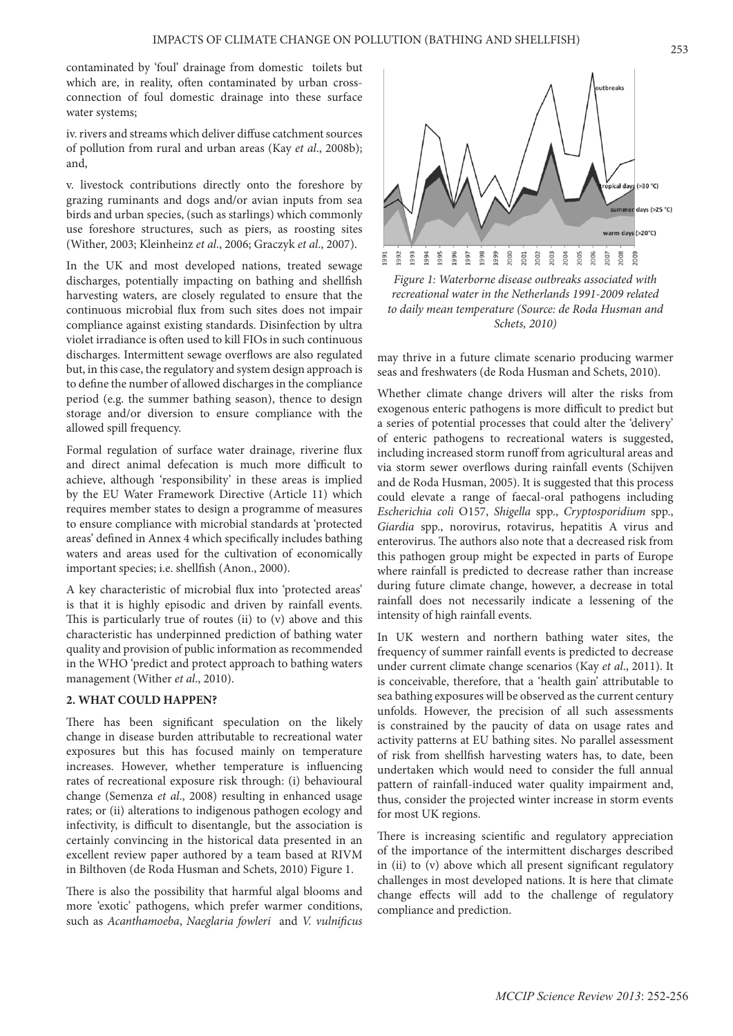contaminated by 'foul' drainage from domestic toilets but which are, in reality, often contaminated by urban cross-connection of foul domestic drainage into these surface water systems;

iv. rivers and streams which deliver diffuse catchment sources of pollution from rural and urban areas (Kay *et al*., 2008b); and,

v. livestock contributions directly onto the foreshore by grazing ruminants and dogs and/or avian inputs from sea birds and urban species, (such as starlings) which commonly use foreshore structures, such as piers, as roosting sites (Wither, 2003; Kleinheinz *et al*., 2006; Graczyk *et al*., 2007).

In the UK and most developed nations, treated sewage discharges, potentially impacting on bathing and shellfish harvesting waters, are closely regulated to ensure that the continuous microbial flux from such sites does not impair compliance against existing standards. Disinfection by ultra violet irradiance is often used to kill FIOs in such continuous discharges. Intermittent sewage overflows are also regulated but, in this case, the regulatory and system design approach is to define the number of allowed discharges in the compliance period (e.g. the summer bathing season), thence to design storage and/or diversion to ensure compliance with the allowed spill frequency.

Formal regulation of surface water drainage, riverine flux and direct animal defecation is much more difficult to achieve, although 'responsibility' in these areas is implied by the EU Water Framework Directive (Article 11) which requires member states to design a programme of measures to ensure compliance with microbial standards at 'protected areas' defined in Annex 4 which specifically includes bathing waters and areas used for the cultivation of economically important species; i.e. shellfish (Anon., 2000).

A key characteristic of microbial flux into 'protected areas' is that it is highly episodic and driven by rainfall events. This is particularly true of routes (ii) to (v) above and this characteristic has underpinned prediction of bathing water quality and provision of public information as recommended in the WHO 'predict and protect approach to bathing waters management (Wither *et al*., 2010).

## 2. WHAT COULD HAPPEN?

There has been significant speculation on the likely change in disease burden attributable to recreational water exposures but this has focused mainly on temperature increases. However, whether temperature is influencing rates of recreational exposure risk through: (i) behavioural change (Semenza *et al*., 2008) resulting in enhanced usage rates; or (ii) alterations to indigenous pathogen ecology and infectivity, is difficult to disentangle, but the association is certainly convincing in the historical data presented in an excellent review paper authored by a team based at RIVM in Bilthoven (de Roda Husman and Schets, 2010) Figure 1.

There is also the possibility that harmful algal blooms and more 'exotic' pathogens, which prefer warmer conditions, such as *Acanthamoeba*, *Naegleria fowleri* and *V. vulnificus* may thrive in a future climate scenario producing warmer seas and freshwaters (de Roda Husman and Schets, 2010).

*Figure 1: Waterborne disease outbreaks associated with recreational water in the Netherlands 1991-2009 related to daily mean temperature (Source: de Roda Husman and Schets, 2010)*

Whether climate change drivers will alter the risks from exogenous enteric pathogens is more difficult to predict but a series of potential processes that could alter the 'delivery' of enteric pathogens to recreational waters is suggested, including increased storm runoff from agricultural areas and via storm sewer overflows during rainfall events (Schijven and de Roda Husman, 2005). It is suggested that this process could elevate a range of faecal-oral pathogens including *Escherichia coli* O157, *Shigella* spp., *Cryptosporidium* spp., *Giardia* spp., norovirus, rotavirus, hepatitis A virus and enterovirus. The authors also note that a decreased risk from this pathogen group might be expected in parts of Europe where rainfall is predicted to decrease rather than increase during future climate change, however, a decrease in total rainfall does not necessarily indicate a lessening of the intensity of high rainfall events.

In UK western and northern bathing water sites, the frequency of summer rainfall events is predicted to decrease under current climate change scenarios (Kay *et al*., 2011). It is conceivable, therefore, that a 'health gain' attributable to sea bathing exposures will be observed as the current century unfolds. However, the precision of all such assessments is constrained by the paucity of data on usage rates and activity patterns at EU bathing sites. No parallel assessment of risk from shellfish harvesting waters has, to date, been undertaken which would need to consider the full annual pattern of rainfall-induced water quality impairment and, thus, consider the projected winter increase in storm events for most UK regions.

There is increasing scientific and regulatory appreciation of the importance of the intermittent discharges described in (ii) to (v) above which all present significant regulatory challenges in most developed nations. It is here that climate change effects will add to the challenge of regulatory compliance and prediction.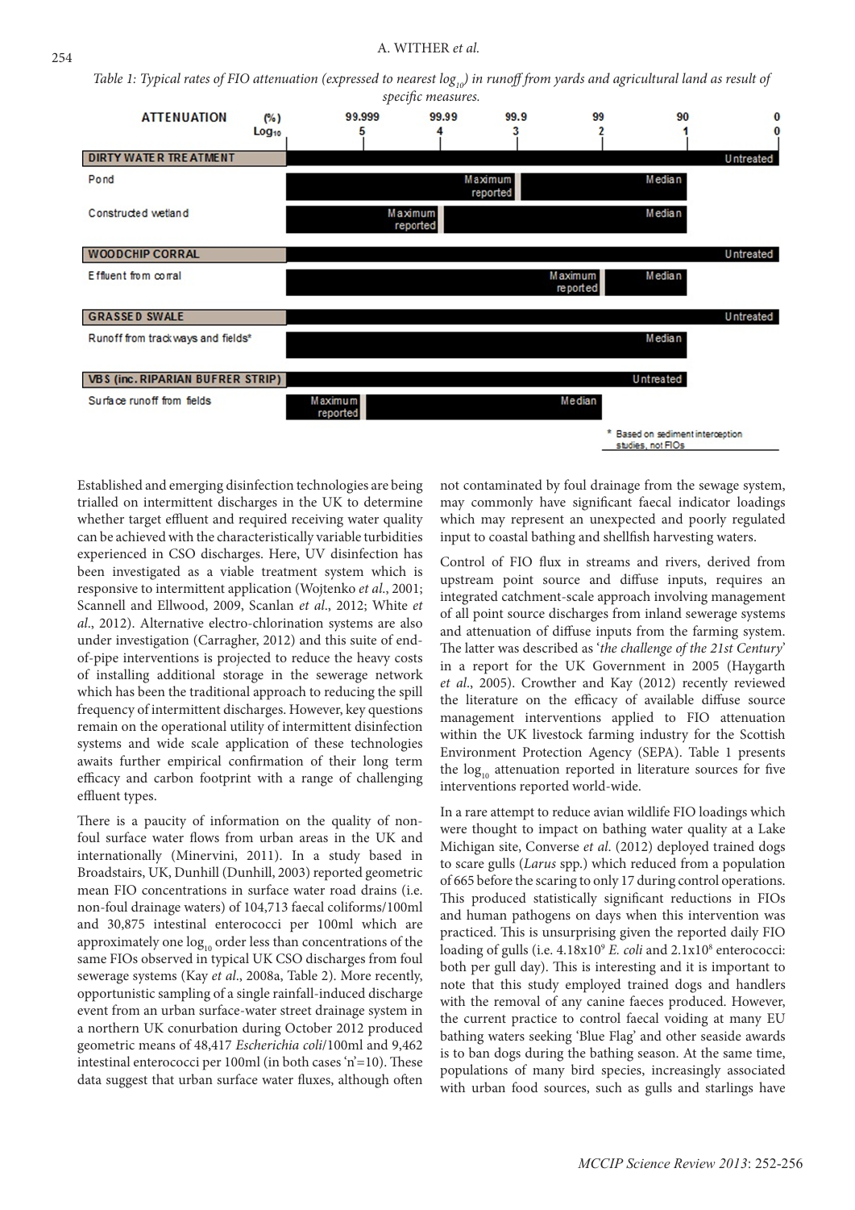*Table 1: Typical rates of FIO attenuation (expressed to nearest $log_{10}$) in runoff from yards and agricultural land as result of specific measures.*

| Measure | Median | Maximum reported |
|---|---|---|
| **DIRTY WATER TREATMENT** (Untreated) | | |
| Pond | 1 $log_{10}$ (90%) | 3 $log_{10}$ (99.9%) |
| Constructed wetland | 1 $log_{10}$ (90%) | 4 $log_{10}$ (99.99%) |
| **WOODCHIP CORRAL** (Untreated) | | |
| Effluent from corral | 1 $log_{10}$ (90%) | 2 $log_{10}$ (99%) |
| **GRASSED SWALE** (Untreated) | | |
| Runoff from trackways and fields* | 1 $log_{10}$ (90%) | |
| **VBS (inc. RIPARIAN BUFRER STRIP)** (Untreated) | | |
| Surface runoff from fields | 2 $log_{10}$ (99%) | 5 $log_{10}$ (99.999%) |

\* Based on sediment interception studies, not FIOs

Established and emerging disinfection technologies are being trialled on intermittent discharges in the UK to determine whether target effluent and required receiving water quality can be achieved with the characteristically variable turbidities experienced in CSO discharges. Here, UV disinfection has been investigated as a viable treatment system which is responsive to intermittent application (Wojtenko *et al.*, 2001; Scannell and Ellwood, 2009, Scanlan *et al.*, 2012; White *et al.*, 2012). Alternative electro-chlorination systems are also under investigation (Carragher, 2012) and this suite of end-of-pipe interventions is projected to reduce the heavy costs of installing additional storage in the sewerage network which has been the traditional approach to reducing the spill frequency of intermittent discharges. However, key questions remain on the operational utility of intermittent disinfection systems and wide scale application of these technologies awaits further empirical confirmation of their long term efficacy and carbon footprint with a range of challenging effluent types.

There is a paucity of information on the quality of non-foul surface water flows from urban areas in the UK and internationally (Minervini, 2011). In a study based in Broadstairs, UK, Dunhill (Dunhill, 2003) reported geometric mean FIO concentrations in surface water road drains (i.e. non-foul drainage waters) of 104,713 faecal coliforms/100ml and 30,875 intestinal enterococci per 100ml which are approximately one $log_{10}$ order less than concentrations of the same FIOs observed in typical UK CSO discharges from foul sewerage systems (Kay *et al.*, 2008a, Table 2). More recently, opportunistic sampling of a single rainfall-induced discharge event from an urban surface-water street drainage system in a northern UK conurbation during October 2012 produced geometric means of 48,417 *Escherichia coli*/100ml and 9,462 intestinal enterococci per 100ml (in both cases 'n'=10). These data suggest that urban surface water fluxes, although often not contaminated by foul drainage from the sewage system, may commonly have significant faecal indicator loadings which may represent an unexpected and poorly regulated input to coastal bathing and shellfish harvesting waters.

Control of FIO flux in streams and rivers, derived from upstream point source and diffuse inputs, requires an integrated catchment-scale approach involving management of all point source discharges from inland sewerage systems and attenuation of diffuse inputs from the farming system. The latter was described as '*the challenge of the 21st Century*' in a report for the UK Government in 2005 (Haygarth *et al.*, 2005). Crowther and Kay (2012) recently reviewed the literature on the efficacy of available diffuse source management interventions applied to FIO attenuation within the UK livestock farming industry for the Scottish Environment Protection Agency (SEPA). Table 1 presents the $log_{10}$ attenuation reported in literature sources for five interventions reported world-wide.

In a rare attempt to reduce avian wildlife FIO loadings which were thought to impact on bathing water quality at a Lake Michigan site, Converse *et al.* (2012) deployed trained dogs to scare gulls (*Larus* spp.) which reduced from a population of 665 before the scaring to only 17 during control operations. This produced statistically significant reductions in FIOs and human pathogens on days when this intervention was practiced. This is unsurprising given the reported daily FIO loading of gulls (i.e. $4.18 \times 10^9$ *E. coli* and $2.1 \times 10^8$ enterococci: both per gull day). This is interesting and it is important to note that this study employed trained dogs and handlers with the removal of any canine faeces produced. However, the current practice to control faecal voiding at many EU bathing waters seeking 'Blue Flag' and other seaside awards is to ban dogs during the bathing season. At the same time, populations of many bird species, increasingly associated with urban food sources, such as gulls and starlings have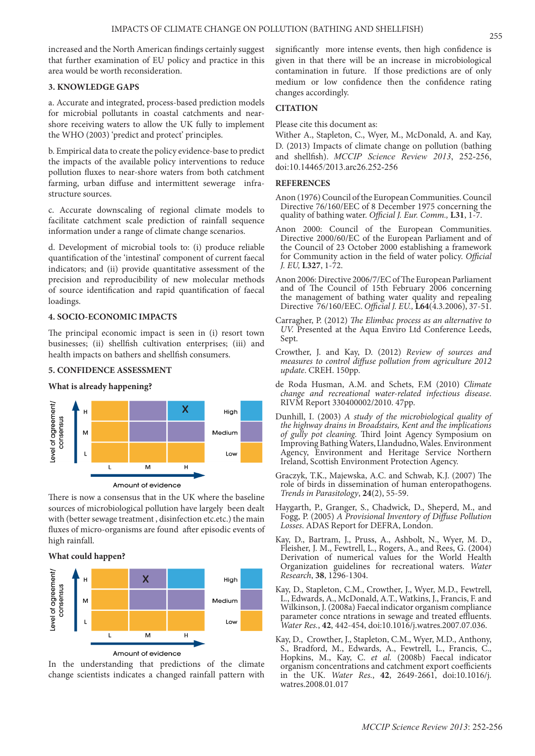increased and the North American findings certainly suggest that further examination of EU policy and practice in this area would be worth reconsideration.

## 3. KNOWLEDGE GAPS

a. Accurate and integrated, process-based prediction models for microbial pollutants in coastal catchments and near-shore receiving waters to allow the UK fully to implement the WHO (2003) 'predict and protect' principles.

b. Empirical data to create the policy evidence-base to predict the impacts of the available policy interventions to reduce pollution fluxes to near-shore waters from both catchment farming, urban diffuse and intermittent sewerage infrastructure sources.

c. Accurate downscaling of regional climate models to facilitate catchment scale prediction of rainfall sequence information under a range of climate change scenarios.

d. Development of microbial tools to: (i) produce reliable quantification of the 'intestinal' component of current faecal indicators; and (ii) provide quantitative assessment of the precision and reproducibility of new molecular methods of source identification and rapid quantification of faecal loadings.

## 4. SOCIO-ECONOMIC IMPACTS

The principal economic impact is seen in (i) resort town businesses; (ii) shellfish cultivation enterprises; (iii) and health impacts on bathers and shellfish consumers.

## 5. CONFIDENCE ASSESSMENT

### What is already happening?

| Level of agreement/ consensus | L | M | H |
|---|---|---|---|
| H | | | X |
| M | | | |
| L | | | |

Amount of evidence

There is now a consensus that in the UK where the baseline sources of microbiological pollution have largely been dealt with (better sewage treatment , disinfection etc.etc.) the main fluxes of micro-organisms are found after episodic events of high rainfall.

### What could happen?

| Level of agreement/ consensus | L | M | H |
|---|---|---|---|
| H | | X | |
| M | | | |
| L | | | |

Amount of evidence

In the understanding that predictions of the climate change scientists indicates a changed rainfall pattern with significantly more intense events, then high confidence is given in that there will be an increase in microbiological contamination in future. If those predictions are of only medium or low confidence then the confidence rating changes accordingly.

## CITATION

Please cite this document as:

Wither A., Stapleton, C., Wyer, M., McDonald, A. and Kay, D. (2013) Impacts of climate change on pollution (bathing and shellfish). *MCCIP Science Review 2013*, 252-256, doi:10.14465/2013.arc26.252-256

## REFERENCES

Anon (1976) Council of the European Communities. Council Directive 76/160/EEC of 8 December 1975 concerning the quality of bathing water. *Official J. Eur. Comm.,* **L31**, 1-7.

Anon 2000: Council of the European Communities. Directive 2000/60/EC of the European Parliament and of the Council of 23 October 2000 establishing a framework for Community action in the field of water policy. *Official J. EU,* **L327**, 1-72.

Anon 2006: Directive 2006/7/EC of The European Parliament and of The Council of 15th February 2006 concerning the management of bathing water quality and repealing Directive 76/160/EEC. *Official J. EU.,* **L64**(4.3.2006), 37-51.

Carragher, P. (2012) *The Elimbac process as an alternative to UV.* Presented at the Aqua Enviro Ltd Conference Leeds, Sept.

Crowther, J. and Kay, D. (2012) *Review of sources and measures to control diffuse pollution from agriculture 2012 update*. CREH. 150pp.

de Roda Husman, A.M. and Schets, F.M (2010) *Climate change and recreational water-related infectious disease.* RIVM Report 330400002/2010. 47pp.

Dunhill, I. (2003) *A study of the microbiological quality of the highway drains in Broadstairs, Kent and the implications of gully pot cleaning.* Third Joint Agency Symposium on Improving Bathing Waters, Llandudno, Wales. Environment Agency, Environment and Heritage Service Northern Ireland, Scottish Environment Protection Agency.

Graczyk, T.K., Majewska, A.C. and Schwab, K.J. (2007) The role of birds in dissemination of human enteropathogens. *Trends in Parasitology*, **24**(2), 55-59.

Haygarth, P., Granger, S., Chadwick, D., Sheperd, M., and Fogg, P. (2005) *A Provisional Inventory of Diffuse Pollution Losses*. ADAS Report for DEFRA, London.

Kay, D., Bartram, J., Pruss, A., Ashbolt, N., Wyer, M. D., Fleisher, J. M., Fewtrell, L., Rogers, A., and Rees, G. (2004) Derivation of numerical values for the World Health Organization guidelines for recreational waters. *Water Research*, **38**, 1296-1304.

Kay, D., Stapleton, C.M., Crowther, J., Wyer, M.D., Fewtrell, L., Edwards, A., McDonald, A.T., Watkins, J., Francis, F. and Wilkinson, J. (2008a) Faecal indicator organism compliance parameter conce ntrations in sewage and treated effluents. *Water Res.*, **42**, 442-454, doi:10.1016/j.watres.2007.07.036.

Kay, D., Crowther, J., Stapleton, C.M., Wyer, M.D., Anthony, S., Bradford, M., Edwards, A., Fewtrell, L., Francis, C., Hopkins, M., Kay, C. *et al.* (2008b) Faecal indicator organism concentrations and catchment export coefficients in the UK. *Water Res.*, **42**, 2649-2661, doi:10.1016/j.watres.2008.01.017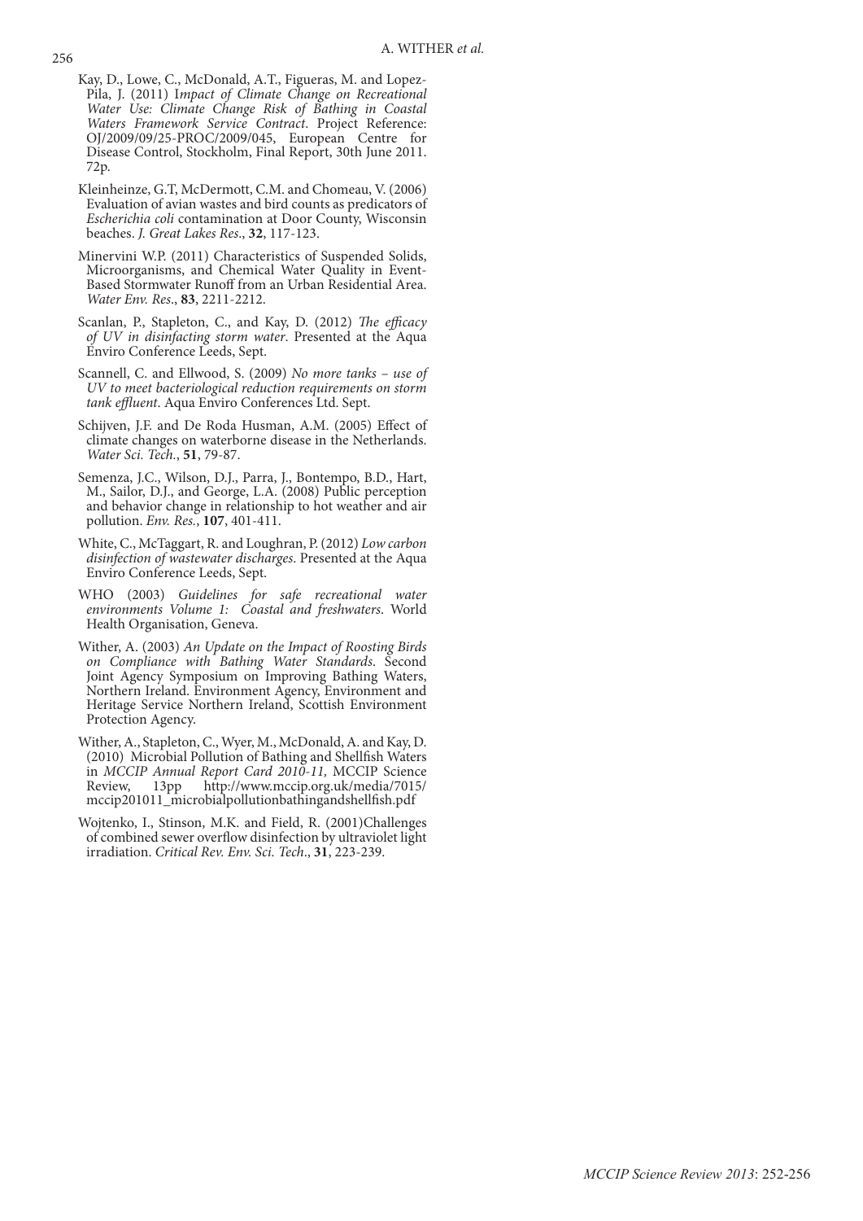Kay, D., Lowe, C., McDonald, A.T., Figueras, M. and Lopez-Pila, J. (2011) I*mpact of Climate Change on Recreational Water Use: Climate Change Risk of Bathing in Coastal Waters Framework Service Contract*. Project Reference: OJ/2009/09/25-PROC/2009/045, European Centre for Disease Control, Stockholm, Final Report, 30th June 2011. 72p.

Kleinheinze, G.T, McDermott, C.M. and Chomeau, V. (2006) Evaluation of avian wastes and bird counts as predicators of *Escherichia coli* contamination at Door County, Wisconsin beaches. *J. Great Lakes Res*., **32**, 117-123.

Minervini W.P. (2011) Characteristics of Suspended Solids, Microorganisms, and Chemical Water Quality in Event-Based Stormwater Runoff from an Urban Residential Area. *Water Env. Res*., **83**, 2211-2212.

Scanlan, P., Stapleton, C., and Kay, D. (2012) *The efficacy of UV in disinfacting storm water*. Presented at the Aqua Enviro Conference Leeds, Sept.

Scannell, C. and Ellwood, S. (2009) *No more tanks – use of UV to meet bacteriological reduction requirements on storm tank effluent*. Aqua Enviro Conferences Ltd. Sept.

Schijven, J.F. and De Roda Husman, A.M. (2005) Effect of climate changes on waterborne disease in the Netherlands. *Water Sci. Tech.*, **51**, 79-87.

Semenza, J.C., Wilson, D.J., Parra, J., Bontempo, B.D., Hart, M., Sailor, D.J., and George, L.A. (2008) Public perception and behavior change in relationship to hot weather and air pollution. *Env. Res.*, **107**, 401-411.

White, C., McTaggart, R. and Loughran, P. (2012) *Low carbon disinfection of wastewater discharges*. Presented at the Aqua Enviro Conference Leeds, Sept.

WHO (2003) *Guidelines for safe recreational water environments Volume 1: Coastal and freshwaters*. World Health Organisation, Geneva.

Wither, A. (2003) *An Update on the Impact of Roosting Birds on Compliance with Bathing Water Standards*. Second Joint Agency Symposium on Improving Bathing Waters, Northern Ireland. Environment Agency, Environment and Heritage Service Northern Ireland, Scottish Environment Protection Agency.

Wither, A., Stapleton, C., Wyer, M., McDonald, A. and Kay, D. (2010) Microbial Pollution of Bathing and Shellfish Waters in *MCCIP Annual Report Card 2010-11,* MCCIP Science Review, 13pp http://www.mccip.org.uk/media/7015/mccip201011_microbialpollutionbathingandshellfish.pdf

Wojtenko, I., Stinson, M.K. and Field, R. (2001)Challenges of combined sewer overflow disinfection by ultraviolet light irradiation. *Critical Rev. Env. Sci. Tech*., **31**, 223-239.